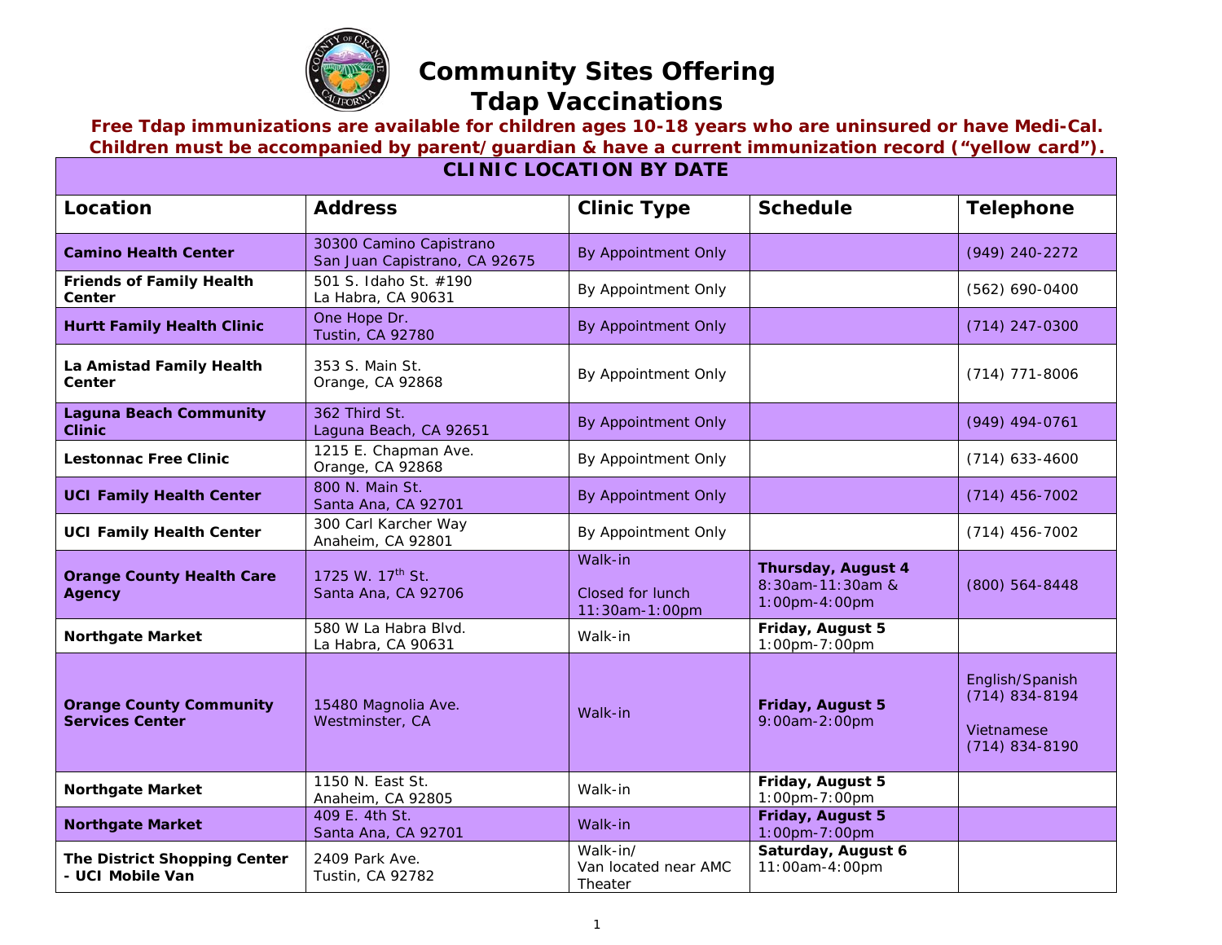# Community Sites Offering Tdap Vaccinations

**Free Tdap immunizations are available for children ages 10-18 years who are uninsured or have Medi-Cal. Children must be accompanied by parent/guardian & have a current immunization record ("yellow card").**

| CLINIC LOCATION BY DATE | | | | |
|---|---|---|---|---|
| **Location** | **Address** | **Clinic Type** | **Schedule** | **Telephone** |
| **Camino Health Center** | 30300 Camino Capistrano<br>San Juan Capistrano, CA 92675 | By Appointment Only | | (949) 240-2272 |
| **Friends of Family Health Center** | 501 S. Idaho St. #190<br>La Habra, CA 90631 | By Appointment Only | | (562) 690-0400 |
| **Hurtt Family Health Clinic** | One Hope Dr.<br>Tustin, CA 92780 | By Appointment Only | | (714) 247-0300 |
| **La Amistad Family Health Center** | 353 S. Main St.<br>Orange, CA 92868 | By Appointment Only | | (714) 771-8006 |
| **Laguna Beach Community Clinic** | 362 Third St.<br>Laguna Beach, CA 92651 | By Appointment Only | | (949) 494-0761 |
| **Lestonnac Free Clinic** | 1215 E. Chapman Ave.<br>Orange, CA 92868 | By Appointment Only | | (714) 633-4600 |
| **UCI Family Health Center** | 800 N. Main St.<br>Santa Ana, CA 92701 | By Appointment Only | | (714) 456-7002 |
| **UCI Family Health Center** | 300 Carl Karcher Way<br>Anaheim, CA 92801 | By Appointment Only | | (714) 456-7002 |
| **Orange County Health Care Agency** | 1725 W. 17th St.<br>Santa Ana, CA 92706 | Walk-in<br><br>Closed for lunch 11:30am-1:00pm | **Thursday, August 4**<br>8:30am-11:30am & 1:00pm-4:00pm | (800) 564-8448 |
| **Northgate Market** | 580 W La Habra Blvd.<br>La Habra, CA 90631 | Walk-in | **Friday, August 5**<br>1:00pm-7:00pm | |
| **Orange County Community Services Center** | 15480 Magnolia Ave.<br>Westminster, CA | Walk-in | **Friday, August 5**<br>9:00am-2:00pm | English/Spanish<br>(714) 834-8194<br><br>Vietnamese<br>(714) 834-8190 |
| **Northgate Market** | 1150 N. East St.<br>Anaheim, CA 92805 | Walk-in | **Friday, August 5**<br>1:00pm-7:00pm | |
| **Northgate Market** | 409 E. 4th St.<br>Santa Ana, CA 92701 | Walk-in | **Friday, August 5**<br>1:00pm-7:00pm | |
| **The District Shopping Center - UCI Mobile Van** | 2409 Park Ave.<br>Tustin, CA 92782 | Walk-in/<br>Van located near AMC Theater | **Saturday, August 6**<br>11:00am-4:00pm | |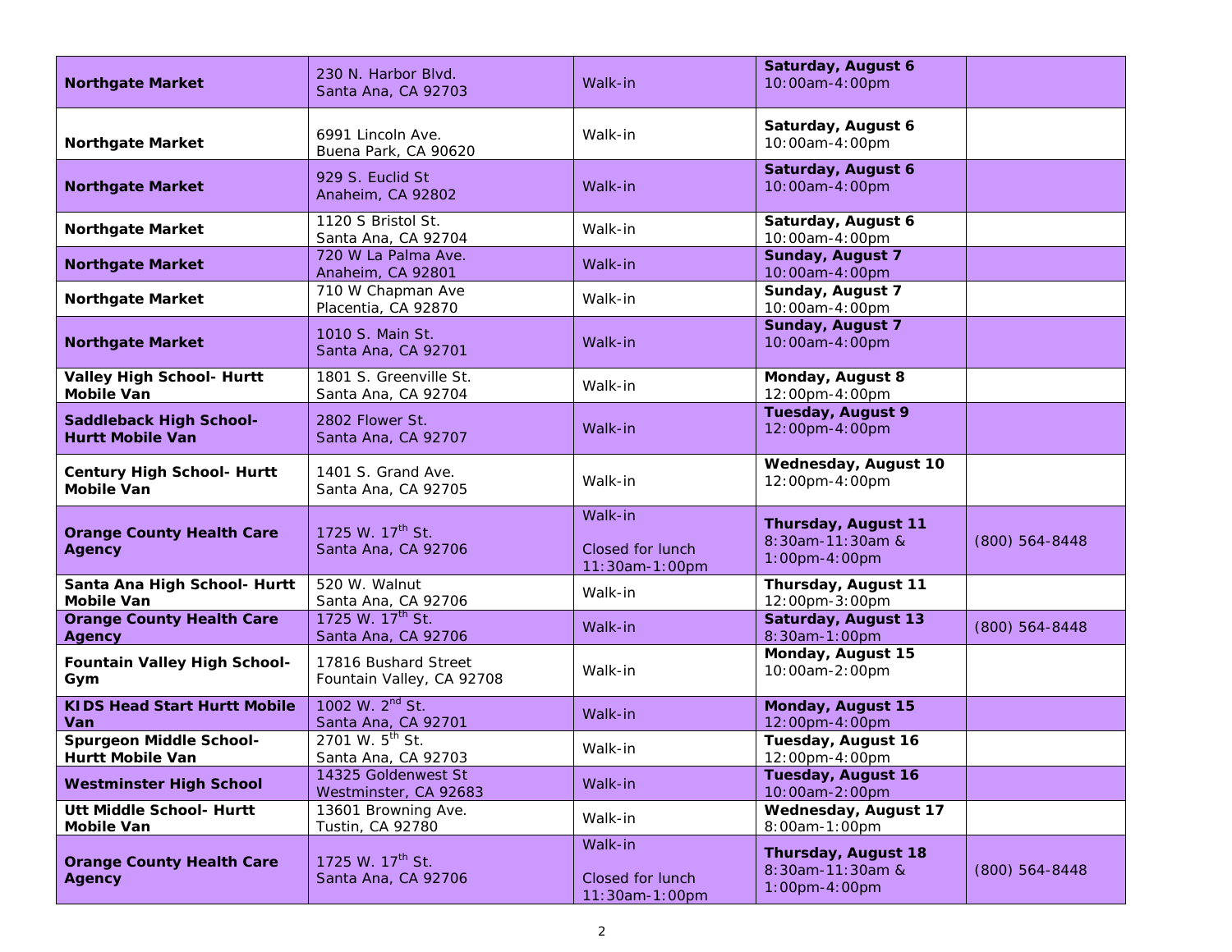| | | | | |
|---|---|---|---|---|
| **Northgate Market** | 230 N. Harbor Blvd.<br>Santa Ana, CA 92703 | Walk-in | **Saturday, August 6**<br>10:00am-4:00pm | |
| **Northgate Market** | 6991 Lincoln Ave.<br>Buena Park, CA 90620 | Walk-in | **Saturday, August 6**<br>10:00am-4:00pm | |
| **Northgate Market** | 929 S. Euclid St<br>Anaheim, CA 92802 | Walk-in | **Saturday, August 6**<br>10:00am-4:00pm | |
| **Northgate Market** | 1120 S Bristol St.<br>Santa Ana, CA 92704 | Walk-in | **Saturday, August 6**<br>10:00am-4:00pm | |
| **Northgate Market** | 720 W La Palma Ave.<br>Anaheim, CA 92801 | Walk-in | **Sunday, August 7**<br>10:00am-4:00pm | |
| **Northgate Market** | 710 W Chapman Ave<br>Placentia, CA 92870 | Walk-in | **Sunday, August 7**<br>10:00am-4:00pm | |
| **Northgate Market** | 1010 S. Main St.<br>Santa Ana, CA 92701 | Walk-in | **Sunday, August 7**<br>10:00am-4:00pm | |
| **Valley High School- Hurtt Mobile Van** | 1801 S. Greenville St.<br>Santa Ana, CA 92704 | Walk-in | **Monday, August 8**<br>12:00pm-4:00pm | |
| **Saddleback High School- Hurtt Mobile Van** | 2802 Flower St.<br>Santa Ana, CA 92707 | Walk-in | **Tuesday, August 9**<br>12:00pm-4:00pm | |
| **Century High School- Hurtt Mobile Van** | 1401 S. Grand Ave.<br>Santa Ana, CA 92705 | Walk-in | **Wednesday, August 10**<br>12:00pm-4:00pm | |
| **Orange County Health Care Agency** | 1725 W. 17th St.<br>Santa Ana, CA 92706 | Walk-in<br><br>Closed for lunch<br>11:30am-1:00pm | **Thursday, August 11**<br>8:30am-11:30am &<br>1:00pm-4:00pm | (800) 564-8448 |
| **Santa Ana High School- Hurtt Mobile Van** | 520 W. Walnut<br>Santa Ana, CA 92706 | Walk-in | **Thursday, August 11**<br>12:00pm-3:00pm | |
| **Orange County Health Care Agency** | 1725 W. 17th St.<br>Santa Ana, CA 92706 | Walk-in | **Saturday, August 13**<br>8:30am-1:00pm | (800) 564-8448 |
| **Fountain Valley High School- Gym** | 17816 Bushard Street<br>Fountain Valley, CA 92708 | Walk-in | **Monday, August 15**<br>10:00am-2:00pm | |
| **KIDS Head Start Hurtt Mobile Van** | 1002 W. 2nd St.<br>Santa Ana, CA 92701 | Walk-in | **Monday, August 15**<br>12:00pm-4:00pm | |
| **Spurgeon Middle School- Hurtt Mobile Van** | 2701 W. 5th St.<br>Santa Ana, CA 92703 | Walk-in | **Tuesday, August 16**<br>12:00pm-4:00pm | |
| **Westminster High School** | 14325 Goldenwest St<br>Westminster, CA 92683 | Walk-in | **Tuesday, August 16**<br>10:00am-2:00pm | |
| **Utt Middle School- Hurtt Mobile Van** | 13601 Browning Ave.<br>Tustin, CA 92780 | Walk-in | **Wednesday, August 17**<br>8:00am-1:00pm | |
| **Orange County Health Care Agency** | 1725 W. 17th St.<br>Santa Ana, CA 92706 | Walk-in<br><br>Closed for lunch<br>11:30am-1:00pm | **Thursday, August 18**<br>8:30am-11:30am &<br>1:00pm-4:00pm | (800) 564-8448 |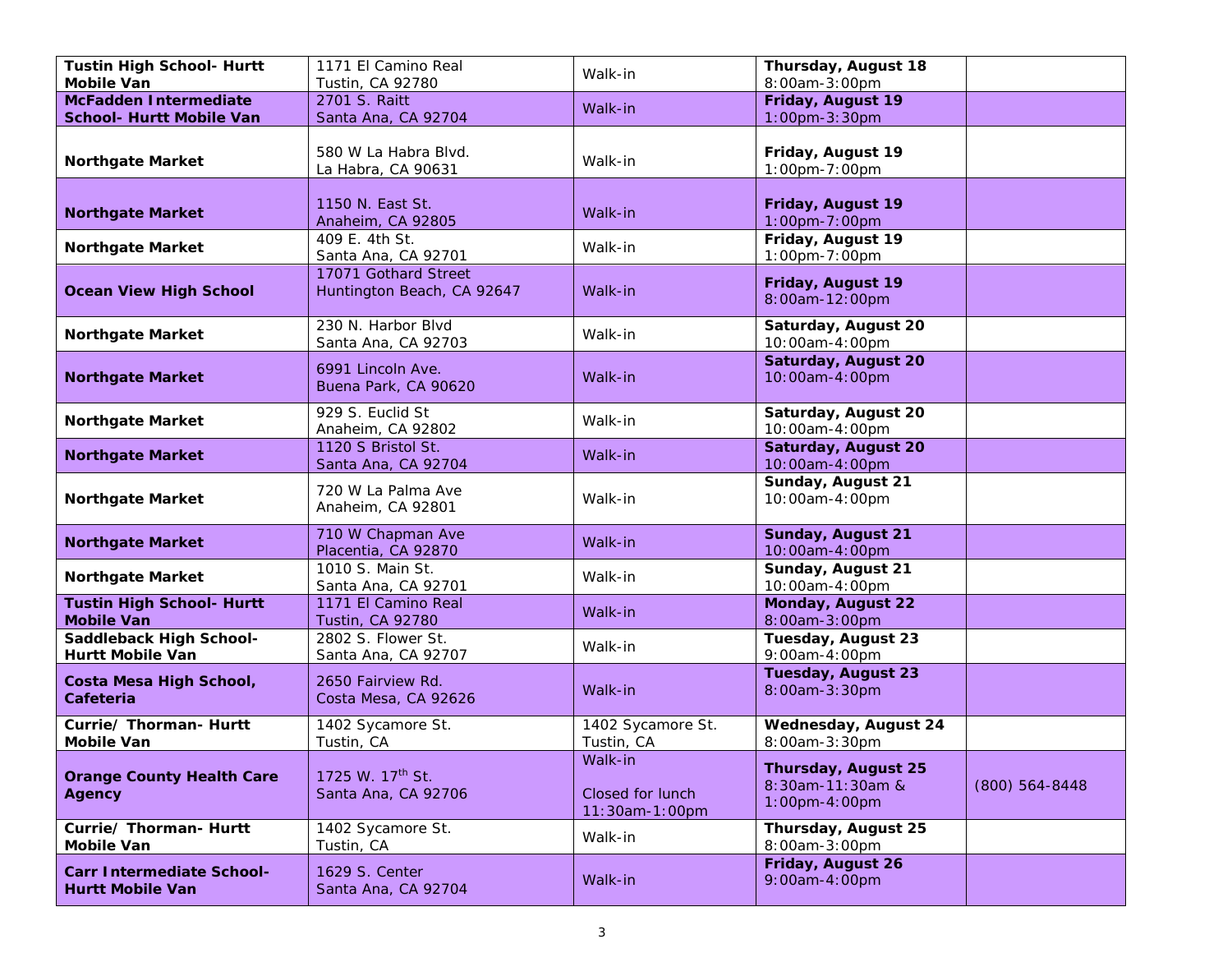| | | | | |
|---|---|---|---|---|
| **Tustin High School- Hurtt Mobile Van** | 1171 El Camino Real<br>Tustin, CA 92780 | Walk-in | **Thursday, August 18**<br>8:00am-3:00pm | |
| **McFadden Intermediate School- Hurtt Mobile Van** | 2701 S. Raitt<br>Santa Ana, CA 92704 | Walk-in | **Friday, August 19**<br>1:00pm-3:30pm | |
| **Northgate Market** | 580 W La Habra Blvd.<br>La Habra, CA 90631 | Walk-in | **Friday, August 19**<br>1:00pm-7:00pm | |
| **Northgate Market** | 1150 N. East St.<br>Anaheim, CA 92805 | Walk-in | **Friday, August 19**<br>1:00pm-7:00pm | |
| **Northgate Market** | 409 E. 4th St.<br>Santa Ana, CA 92701 | Walk-in | **Friday, August 19**<br>1:00pm-7:00pm | |
| **Ocean View High School** | 17071 Gothard Street<br>Huntington Beach, CA 92647 | Walk-in | **Friday, August 19**<br>8:00am-12:00pm | |
| **Northgate Market** | 230 N. Harbor Blvd<br>Santa Ana, CA 92703 | Walk-in | **Saturday, August 20**<br>10:00am-4:00pm | |
| **Northgate Market** | 6991 Lincoln Ave.<br>Buena Park, CA 90620 | Walk-in | **Saturday, August 20**<br>10:00am-4:00pm | |
| **Northgate Market** | 929 S. Euclid St<br>Anaheim, CA 92802 | Walk-in | **Saturday, August 20**<br>10:00am-4:00pm | |
| **Northgate Market** | 1120 S Bristol St.<br>Santa Ana, CA 92704 | Walk-in | **Saturday, August 20**<br>10:00am-4:00pm | |
| **Northgate Market** | 720 W La Palma Ave<br>Anaheim, CA 92801 | Walk-in | **Sunday, August 21**<br>10:00am-4:00pm | |
| **Northgate Market** | 710 W Chapman Ave<br>Placentia, CA 92870 | Walk-in | **Sunday, August 21**<br>10:00am-4:00pm | |
| **Northgate Market** | 1010 S. Main St.<br>Santa Ana, CA 92701 | Walk-in | **Sunday, August 21**<br>10:00am-4:00pm | |
| **Tustin High School- Hurtt Mobile Van** | 1171 El Camino Real<br>Tustin, CA 92780 | Walk-in | **Monday, August 22**<br>8:00am-3:00pm | |
| **Saddleback High School- Hurtt Mobile Van** | 2802 S. Flower St.<br>Santa Ana, CA 92707 | Walk-in | **Tuesday, August 23**<br>9:00am-4:00pm | |
| **Costa Mesa High School, Cafeteria** | 2650 Fairview Rd.<br>Costa Mesa, CA 92626 | Walk-in | **Tuesday, August 23**<br>8:00am-3:30pm | |
| **Currie/ Thorman- Hurtt Mobile Van** | 1402 Sycamore St.<br>Tustin, CA | 1402 Sycamore St.<br>Tustin, CA | **Wednesday, August 24**<br>8:00am-3:30pm | |
| **Orange County Health Care Agency** | 1725 W. 17th St.<br>Santa Ana, CA 92706 | Walk-in<br><br>Closed for lunch<br>11:30am-1:00pm | **Thursday, August 25**<br>8:30am-11:30am &<br>1:00pm-4:00pm | (800) 564-8448 |
| **Currie/ Thorman- Hurtt Mobile Van** | 1402 Sycamore St.<br>Tustin, CA | Walk-in | **Thursday, August 25**<br>8:00am-3:00pm | |
| **Carr Intermediate School- Hurtt Mobile Van** | 1629 S. Center<br>Santa Ana, CA 92704 | Walk-in | **Friday, August 26**<br>9:00am-4:00pm | |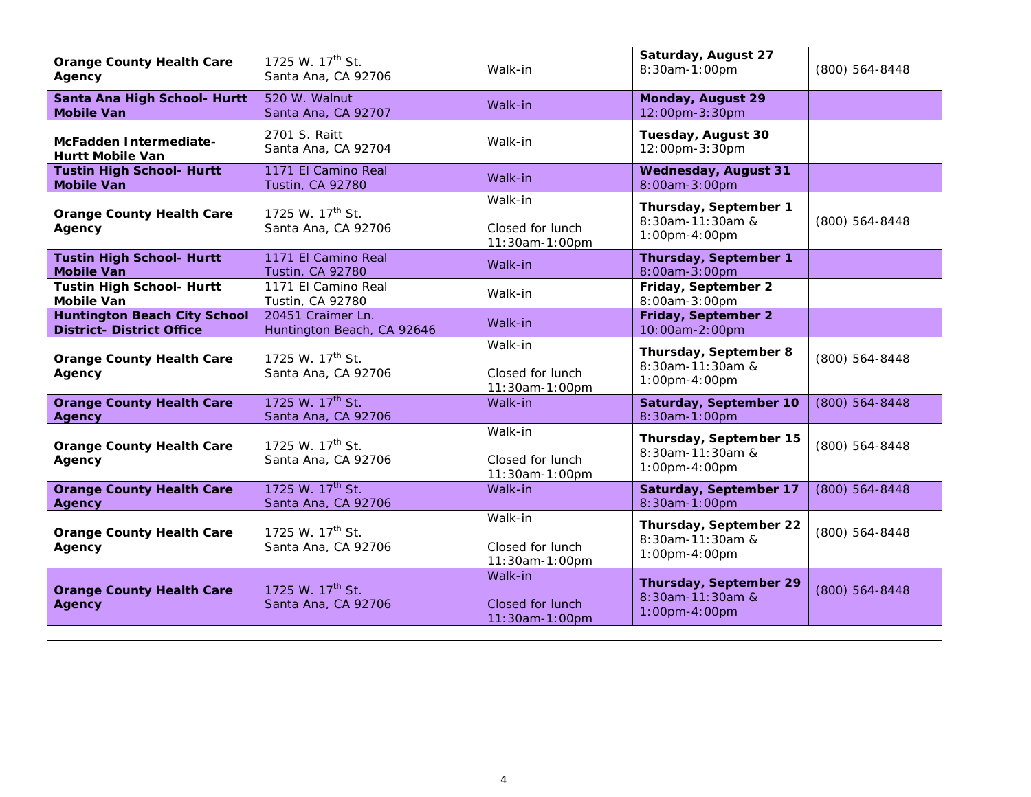| | | | | |
|---|---|---|---|---|
| **Orange County Health Care Agency** | 1725 W. 17th St.<br>Santa Ana, CA 92706 | Walk-in | **Saturday, August 27**<br>8:30am-1:00pm | (800) 564-8448 |
| **Santa Ana High School- Hurtt Mobile Van** | 520 W. Walnut<br>Santa Ana, CA 92707 | Walk-in | **Monday, August 29**<br>12:00pm-3:30pm | |
| **McFadden Intermediate- Hurtt Mobile Van** | 2701 S. Raitt<br>Santa Ana, CA 92704 | Walk-in | **Tuesday, August 30**<br>12:00pm-3:30pm | |
| **Tustin High School- Hurtt Mobile Van** | 1171 El Camino Real<br>Tustin, CA 92780 | Walk-in | **Wednesday, August 31**<br>8:00am-3:00pm | |
| **Orange County Health Care Agency** | 1725 W. 17th St.<br>Santa Ana, CA 92706 | Walk-in<br><br>Closed for lunch<br>11:30am-1:00pm | **Thursday, September 1**<br>8:30am-11:30am &<br>1:00pm-4:00pm | (800) 564-8448 |
| **Tustin High School- Hurtt Mobile Van** | 1171 El Camino Real<br>Tustin, CA 92780 | Walk-in | **Thursday, September 1**<br>8:00am-3:00pm | |
| **Tustin High School- Hurtt Mobile Van** | 1171 El Camino Real<br>Tustin, CA 92780 | Walk-in | **Friday, September 2**<br>8:00am-3:00pm | |
| **Huntington Beach City School District- District Office** | 20451 Craimer Ln.<br>Huntington Beach, CA 92646 | Walk-in | **Friday, September 2**<br>10:00am-2:00pm | |
| **Orange County Health Care Agency** | 1725 W. 17th St.<br>Santa Ana, CA 92706 | Walk-in<br><br>Closed for lunch<br>11:30am-1:00pm | **Thursday, September 8**<br>8:30am-11:30am &<br>1:00pm-4:00pm | (800) 564-8448 |
| **Orange County Health Care Agency** | 1725 W. 17th St.<br>Santa Ana, CA 92706 | Walk-in | **Saturday, September 10**<br>8:30am-1:00pm | (800) 564-8448 |
| **Orange County Health Care Agency** | 1725 W. 17th St.<br>Santa Ana, CA 92706 | Walk-in<br><br>Closed for lunch<br>11:30am-1:00pm | **Thursday, September 15**<br>8:30am-11:30am &<br>1:00pm-4:00pm | (800) 564-8448 |
| **Orange County Health Care Agency** | 1725 W. 17th St.<br>Santa Ana, CA 92706 | Walk-in | **Saturday, September 17**<br>8:30am-1:00pm | (800) 564-8448 |
| **Orange County Health Care Agency** | 1725 W. 17th St.<br>Santa Ana, CA 92706 | Walk-in<br><br>Closed for lunch<br>11:30am-1:00pm | **Thursday, September 22**<br>8:30am-11:30am &<br>1:00pm-4:00pm | (800) 564-8448 |
| **Orange County Health Care Agency** | 1725 W. 17th St.<br>Santa Ana, CA 92706 | Walk-in<br><br>Closed for lunch<br>11:30am-1:00pm | **Thursday, September 29**<br>8:30am-11:30am &<br>1:00pm-4:00pm | (800) 564-8448 |